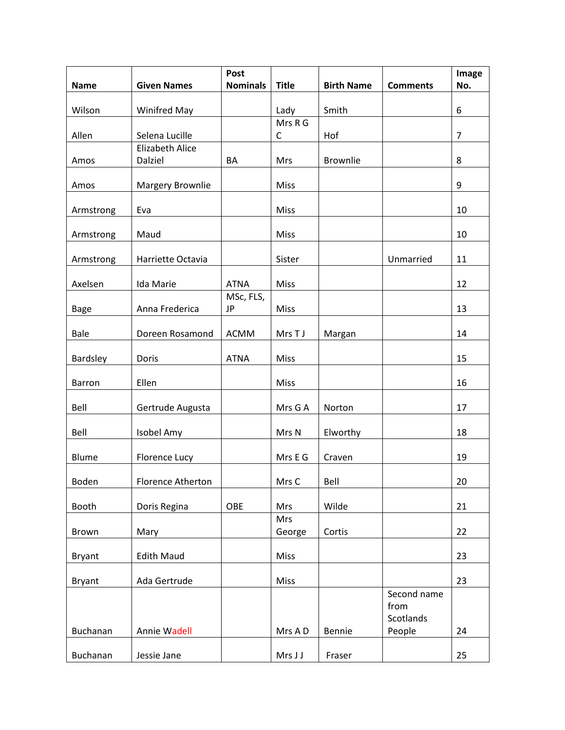| Name | Given Names | Post Nominals | Title | Birth Name | Comments | Image No. |
|---|---|---|---|---|---|---|
| Wilson | Winifred May | | Lady | Smith | | 6 |
| Allen | Selena Lucille | | Mrs R G C | Hof | | 7 |
| Amos | Elizabeth Alice Dalziel | BA | Mrs | Brownlie | | 8 |
| Amos | Margery Brownlie | | Miss | | | 9 |
| Armstrong | Eva | | Miss | | | 10 |
| Armstrong | Maud | | Miss | | | 10 |
| Armstrong | Harriette Octavia | | Sister | | Unmarried | 11 |
| Axelsen | Ida Marie | ATNA | Miss | | | 12 |
| Bage | Anna Frederica | MSc, FLS, JP | Miss | | | 13 |
| Bale | Doreen Rosamond | ACMM | Mrs T J | Margan | | 14 |
| Bardsley | Doris | ATNA | Miss | | | 15 |
| Barron | Ellen | | Miss | | | 16 |
| Bell | Gertrude Augusta | | Mrs G A | Norton | | 17 |
| Bell | Isobel Amy | | Mrs N | Elworthy | | 18 |
| Blume | Florence Lucy | | Mrs E G | Craven | | 19 |
| Boden | Florence Atherton | | Mrs C | Bell | | 20 |
| Booth | Doris Regina | OBE | Mrs | Wilde | | 21 |
| Brown | Mary | | Mrs George | Cortis | | 22 |
| Bryant | Edith Maud | | Miss | | | 23 |
| Bryant | Ada Gertrude | | Miss | | | 23 |
| Buchanan | Annie Wadell | | Mrs A D | Bennie | Second name from Scotlands People | 24 |
| Buchanan | Jessie Jane | | Mrs J J | Fraser | | 25 |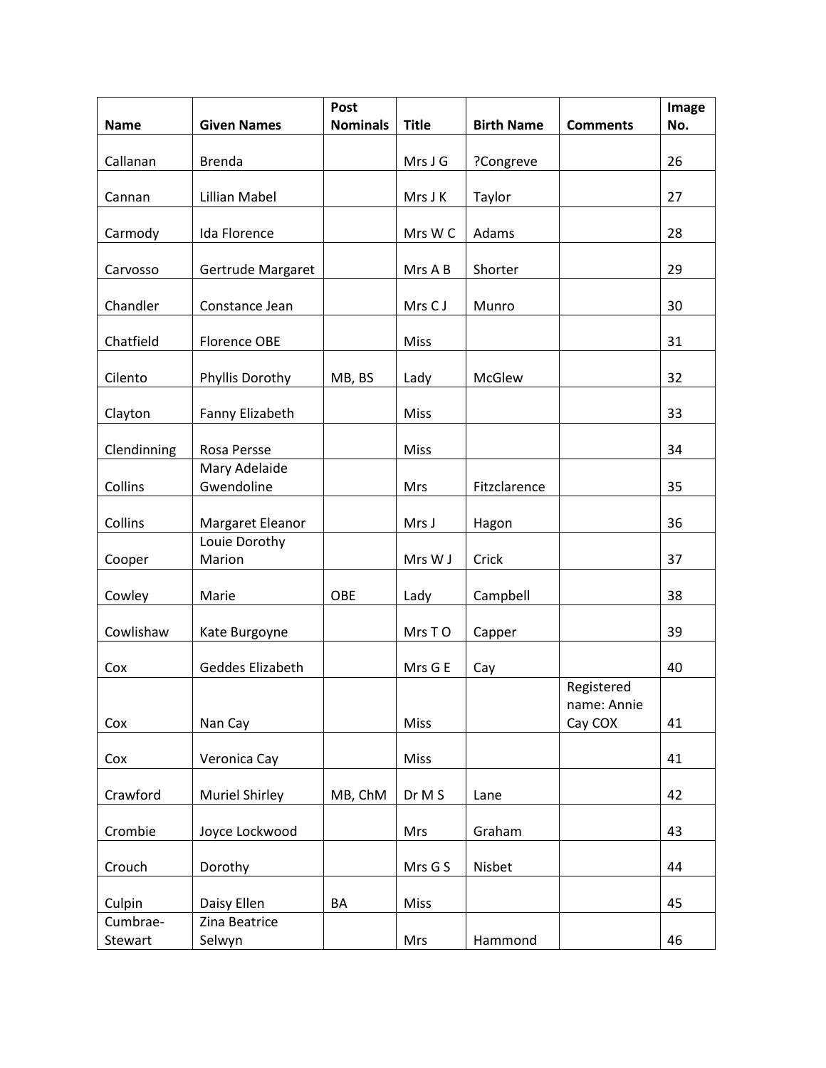| Name | Given Names | Post Nominals | Title | Birth Name | Comments | Image No. |
|---|---|---|---|---|---|---|
| Callanan | Brenda | | Mrs J G | ?Congreve | | 26 |
| Cannan | Lillian Mabel | | Mrs J K | Taylor | | 27 |
| Carmody | Ida Florence | | Mrs W C | Adams | | 28 |
| Carvosso | Gertrude Margaret | | Mrs A B | Shorter | | 29 |
| Chandler | Constance Jean | | Mrs C J | Munro | | 30 |
| Chatfield | Florence OBE | | Miss | | | 31 |
| Cilento | Phyllis Dorothy | MB, BS | Lady | McGlew | | 32 |
| Clayton | Fanny Elizabeth | | Miss | | | 33 |
| Clendinning | Rosa Persse | | Miss | | | 34 |
| Collins | Mary Adelaide Gwendoline | | Mrs | Fitzclarence | | 35 |
| Collins | Margaret Eleanor | | Mrs J | Hagon | | 36 |
| Cooper | Louie Dorothy Marion | | Mrs W J | Crick | | 37 |
| Cowley | Marie | OBE | Lady | Campbell | | 38 |
| Cowlishaw | Kate Burgoyne | | Mrs T O | Capper | | 39 |
| Cox | Geddes Elizabeth | | Mrs G E | Cay | | 40 |
| Cox | Nan Cay | | Miss | | Registered name: Annie Cay COX | 41 |
| Cox | Veronica Cay | | Miss | | | 41 |
| Crawford | Muriel Shirley | MB, ChM | Dr M S | Lane | | 42 |
| Crombie | Joyce Lockwood | | Mrs | Graham | | 43 |
| Crouch | Dorothy | | Mrs G S | Nisbet | | 44 |
| Culpin | Daisy Ellen | BA | Miss | | | 45 |
| Cumbrae-Stewart | Zina Beatrice Selwyn | | Mrs | Hammond | | 46 |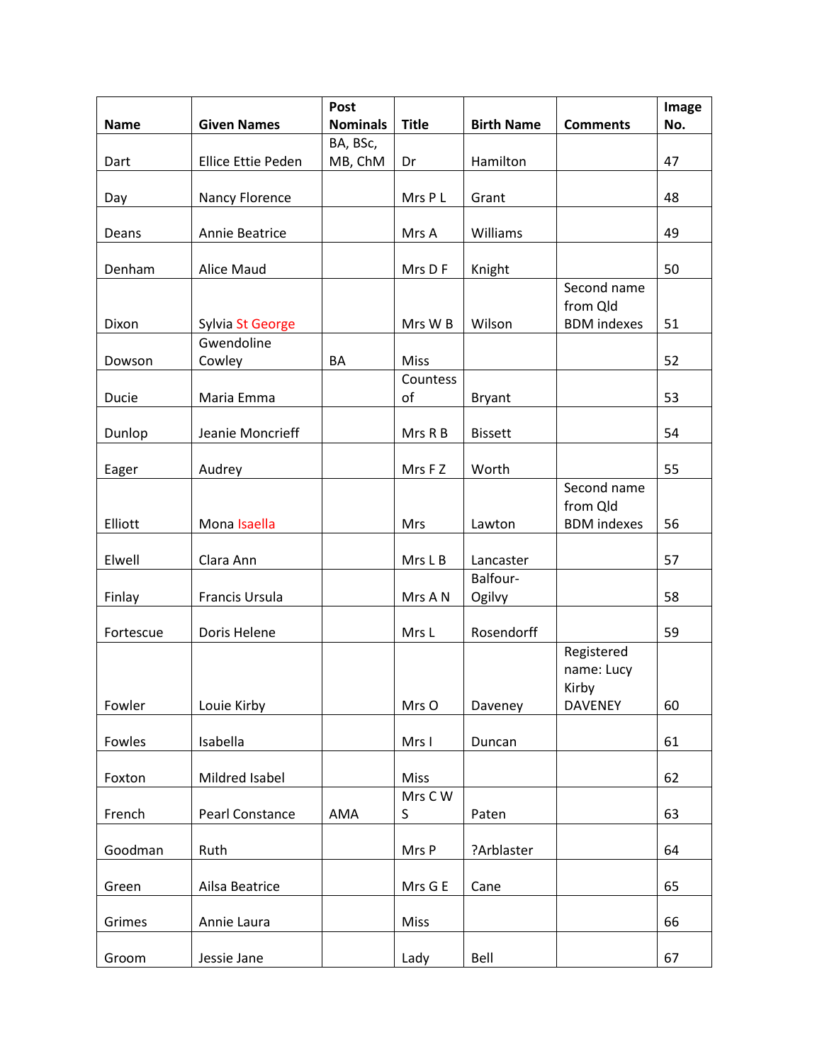| Name | Given Names | Post Nominals | Title | Birth Name | Comments | Image No. |
|---|---|---|---|---|---|---|
| Dart | Ellice Ettie Peden | BA, BSc, MB, ChM | Dr | Hamilton | | 47 |
| Day | Nancy Florence | | Mrs P L | Grant | | 48 |
| Deans | Annie Beatrice | | Mrs A | Williams | | 49 |
| Denham | Alice Maud | | Mrs D F | Knight | | 50 |
| Dixon | Sylvia St George | | Mrs W B | Wilson | Second name from Qld BDM indexes | 51 |
| Dowson | Gwendoline Cowley | BA | Miss | | | 52 |
| Ducie | Maria Emma | | Countess of | Bryant | | 53 |
| Dunlop | Jeanie Moncrieff | | Mrs R B | Bissett | | 54 |
| Eager | Audrey | | Mrs F Z | Worth | | 55 |
| Elliott | Mona Isaella | | Mrs | Lawton | Second name from Qld BDM indexes | 56 |
| Elwell | Clara Ann | | Mrs L B | Lancaster | | 57 |
| Finlay | Francis Ursula | | Mrs A N | Balfour-Ogilvy | | 58 |
| Fortescue | Doris Helene | | Mrs L | Rosendorff | | 59 |
| Fowler | Louie Kirby | | Mrs O | Daveney | Registered name: Lucy Kirby DAVENEY | 60 |
| Fowles | Isabella | | Mrs I | Duncan | | 61 |
| Foxton | Mildred Isabel | | Miss | | | 62 |
| French | Pearl Constance | AMA | Mrs C W S | Paten | | 63 |
| Goodman | Ruth | | Mrs P | ?Arblaster | | 64 |
| Green | Ailsa Beatrice | | Mrs G E | Cane | | 65 |
| Grimes | Annie Laura | | Miss | | | 66 |
| Groom | Jessie Jane | | Lady | Bell | | 67 |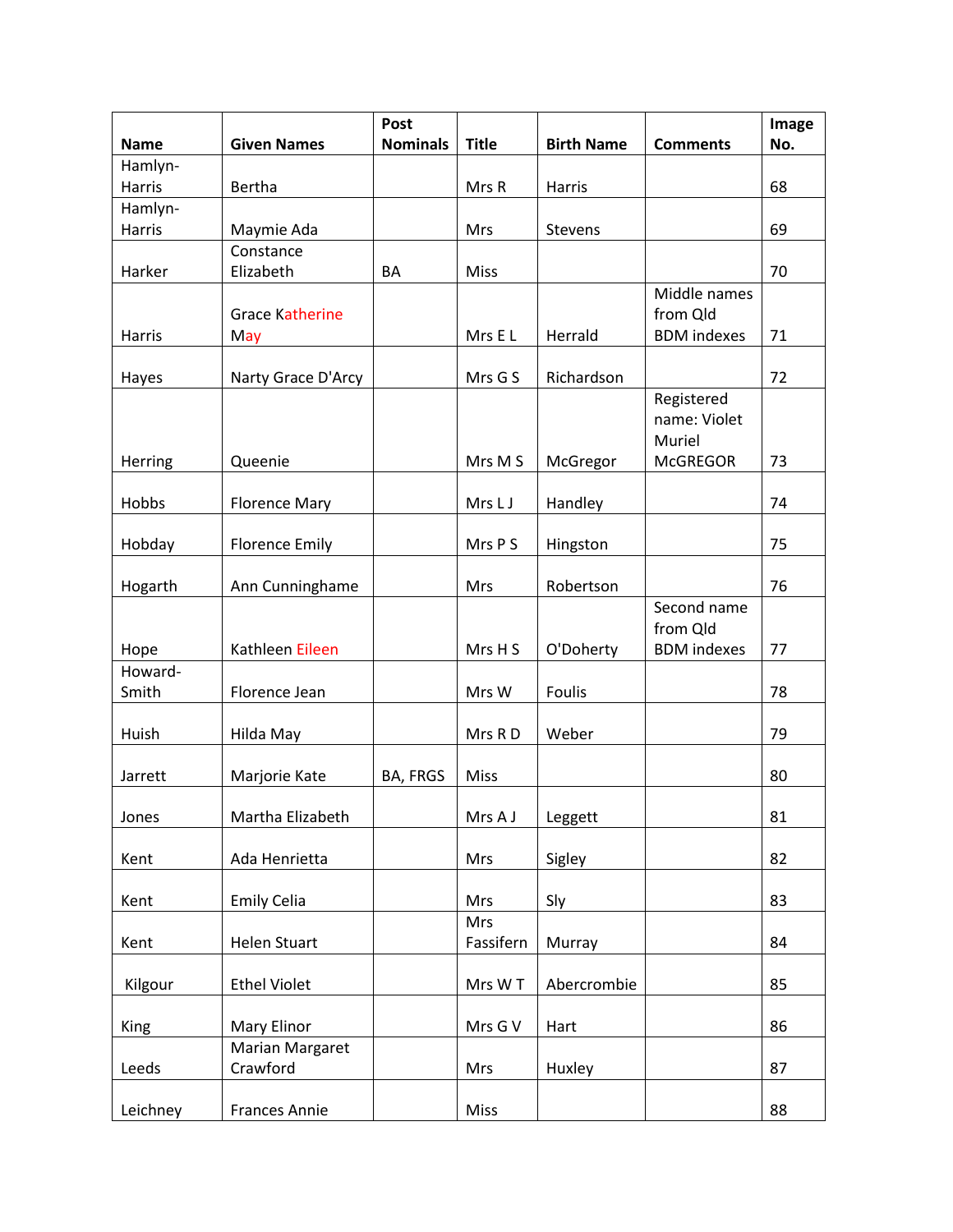| Name | Given Names | Post Nominals | Title | Birth Name | Comments | Image No. |
|---|---|---|---|---|---|---|
| Hamlyn-Harris | Bertha | | Mrs R | Harris | | 68 |
| Hamlyn-Harris | Maymie Ada | | Mrs | Stevens | | 69 |
| Harker | Constance Elizabeth | BA | Miss | | | 70 |
| Harris | Grace Katherine May | | Mrs E L | Herrald | Middle names from Qld BDM indexes | 71 |
| Hayes | Narty Grace D'Arcy | | Mrs G S | Richardson | | 72 |
| Herring | Queenie | | Mrs M S | McGregor | Registered name: Violet Muriel McGREGOR | 73 |
| Hobbs | Florence Mary | | Mrs L J | Handley | | 74 |
| Hobday | Florence Emily | | Mrs P S | Hingston | | 75 |
| Hogarth | Ann Cunninghame | | Mrs | Robertson | | 76 |
| Hope | Kathleen Eileen | | Mrs H S | O'Doherty | Second name from Qld BDM indexes | 77 |
| Howard-Smith | Florence Jean | | Mrs W | Foulis | | 78 |
| Huish | Hilda May | | Mrs R D | Weber | | 79 |
| Jarrett | Marjorie Kate | BA, FRGS | Miss | | | 80 |
| Jones | Martha Elizabeth | | Mrs A J | Leggett | | 81 |
| Kent | Ada Henrietta | | Mrs | Sigley | | 82 |
| Kent | Emily Celia | | Mrs | Sly | | 83 |
| Kent | Helen Stuart | | Mrs Fassifern | Murray | | 84 |
| Kilgour | Ethel Violet | | Mrs W T | Abercrombie | | 85 |
| King | Mary Elinor | | Mrs G V | Hart | | 86 |
| Leeds | Marian Margaret Crawford | | Mrs | Huxley | | 87 |
| Leichney | Frances Annie | | Miss | | | 88 |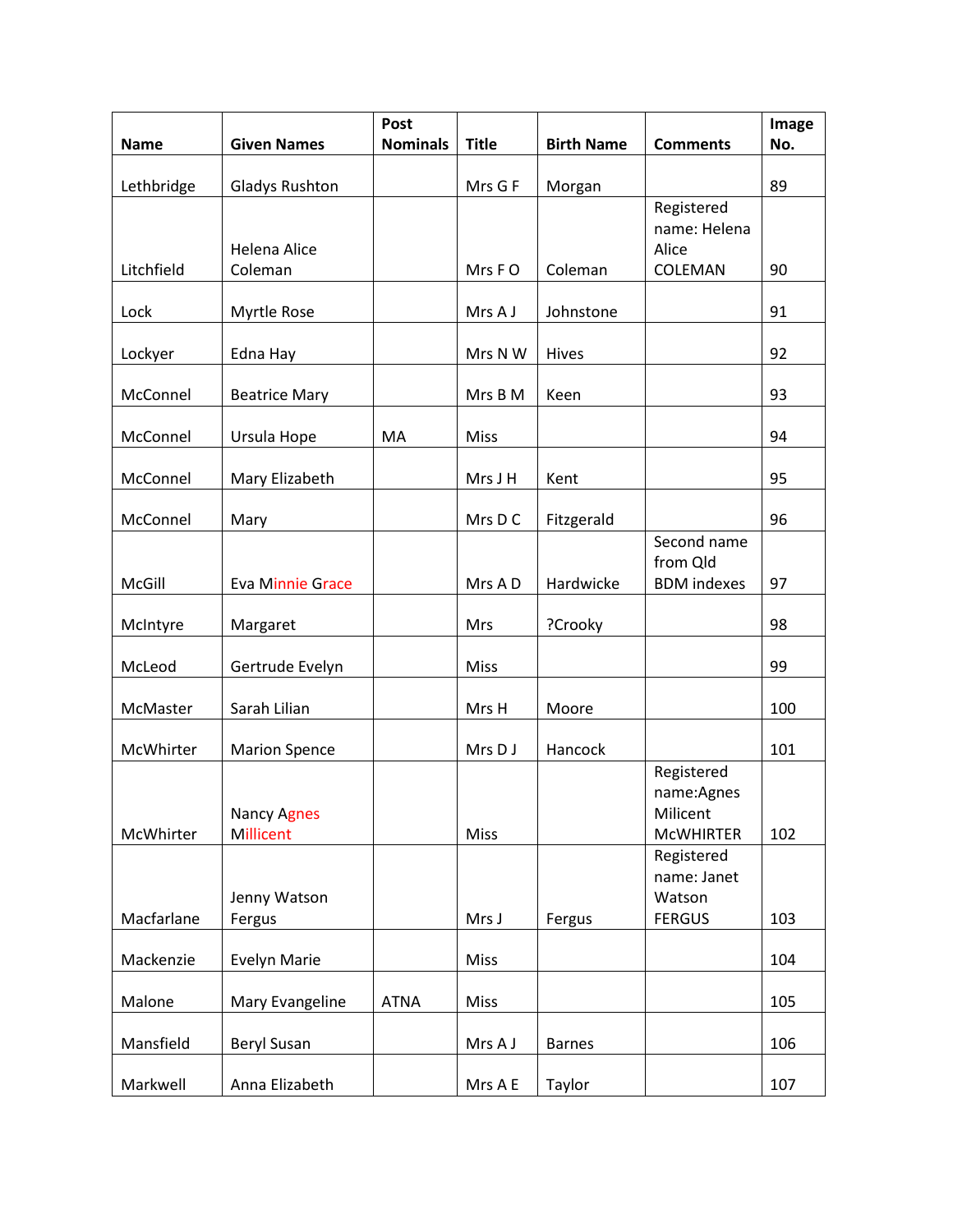| Name | Given Names | Post Nominals | Title | Birth Name | Comments | Image No. |
|---|---|---|---|---|---|---|
| Lethbridge | Gladys Rushton | | Mrs G F | Morgan | | 89 |
| Litchfield | Helena Alice Coleman | | Mrs F O | Coleman | Registered name: Helena Alice COLEMAN | 90 |
| Lock | Myrtle Rose | | Mrs A J | Johnstone | | 91 |
| Lockyer | Edna Hay | | Mrs N W | Hives | | 92 |
| McConnel | Beatrice Mary | | Mrs B M | Keen | | 93 |
| McConnel | Ursula Hope | MA | Miss | | | 94 |
| McConnel | Mary Elizabeth | | Mrs J H | Kent | | 95 |
| McConnel | Mary | | Mrs D C | Fitzgerald | | 96 |
| McGill | Eva Minnie Grace | | Mrs A D | Hardwicke | Second name from Qld BDM indexes | 97 |
| McIntyre | Margaret | | Mrs | ?Crooky | | 98 |
| McLeod | Gertrude Evelyn | | Miss | | | 99 |
| McMaster | Sarah Lilian | | Mrs H | Moore | | 100 |
| McWhirter | Marion Spence | | Mrs D J | Hancock | | 101 |
| McWhirter | Nancy Agnes Millicent | | Miss | | Registered name:Agnes Milicent McWHIRTER | 102 |
| Macfarlane | Jenny Watson Fergus | | Mrs J | Fergus | Registered name: Janet Watson FERGUS | 103 |
| Mackenzie | Evelyn Marie | | Miss | | | 104 |
| Malone | Mary Evangeline | ATNA | Miss | | | 105 |
| Mansfield | Beryl Susan | | Mrs A J | Barnes | | 106 |
| Markwell | Anna Elizabeth | | Mrs A E | Taylor | | 107 |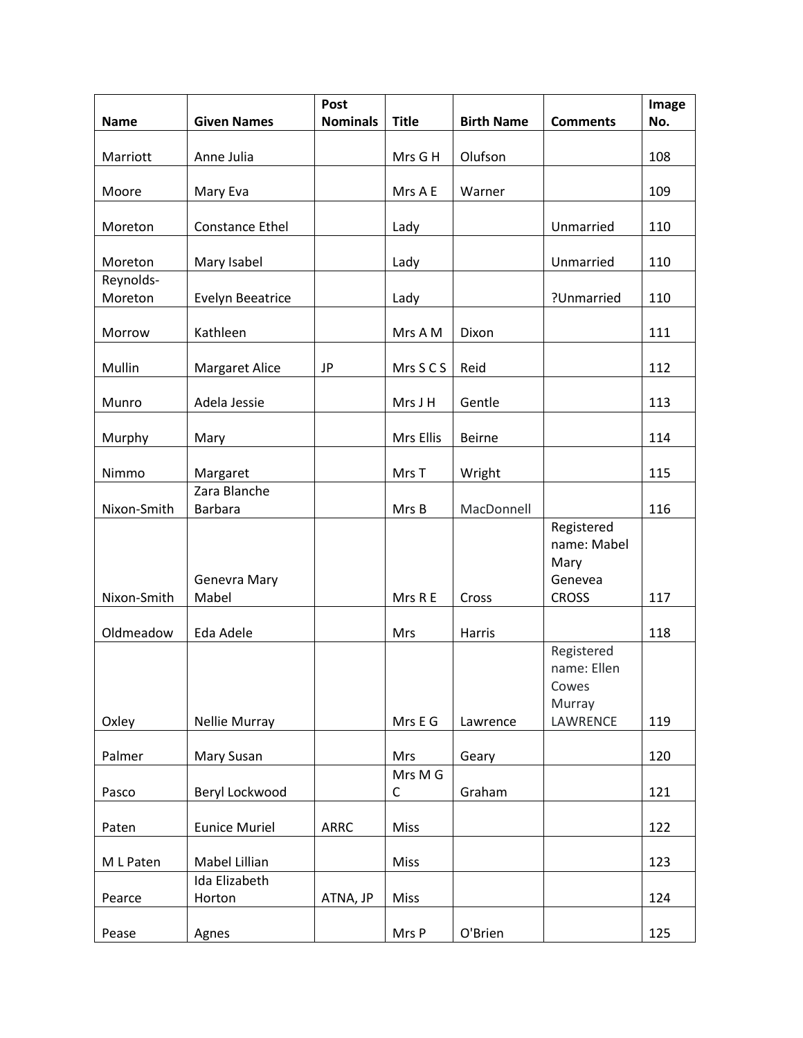| Name | Given Names | Post Nominals | Title | Birth Name | Comments | Image No. |
|---|---|---|---|---|---|---|
| Marriott | Anne Julia | | Mrs G H | Olufson | | 108 |
| Moore | Mary Eva | | Mrs A E | Warner | | 109 |
| Moreton | Constance Ethel | | Lady | | Unmarried | 110 |
| Moreton | Mary Isabel | | Lady | | Unmarried | 110 |
| Reynolds-Moreton | Evelyn Beeatrice | | Lady | | ?Unmarried | 110 |
| Morrow | Kathleen | | Mrs A M | Dixon | | 111 |
| Mullin | Margaret Alice | JP | Mrs S C S | Reid | | 112 |
| Munro | Adela Jessie | | Mrs J H | Gentle | | 113 |
| Murphy | Mary | | Mrs Ellis | Beirne | | 114 |
| Nimmo | Margaret | | Mrs T | Wright | | 115 |
| Nixon-Smith | Zara Blanche Barbara | | Mrs B | MacDonnell | | 116 |
| Nixon-Smith | Genevra Mary Mabel | | Mrs R E | Cross | Registered name: Mabel Mary Genevea CROSS | 117 |
| Oldmeadow | Eda Adele | | Mrs | Harris | | 118 |
| Oxley | Nellie Murray | | Mrs E G | Lawrence | Registered name: Ellen Cowes Murray LAWRENCE | 119 |
| Palmer | Mary Susan | | Mrs | Geary | | 120 |
| Pasco | Beryl Lockwood | | Mrs M G C | Graham | | 121 |
| Paten | Eunice Muriel | ARRC | Miss | | | 122 |
| M L Paten | Mabel Lillian | | Miss | | | 123 |
| Pearce | Ida Elizabeth Horton | ATNA, JP | Miss | | | 124 |
| Pease | Agnes | | Mrs P | O'Brien | | 125 |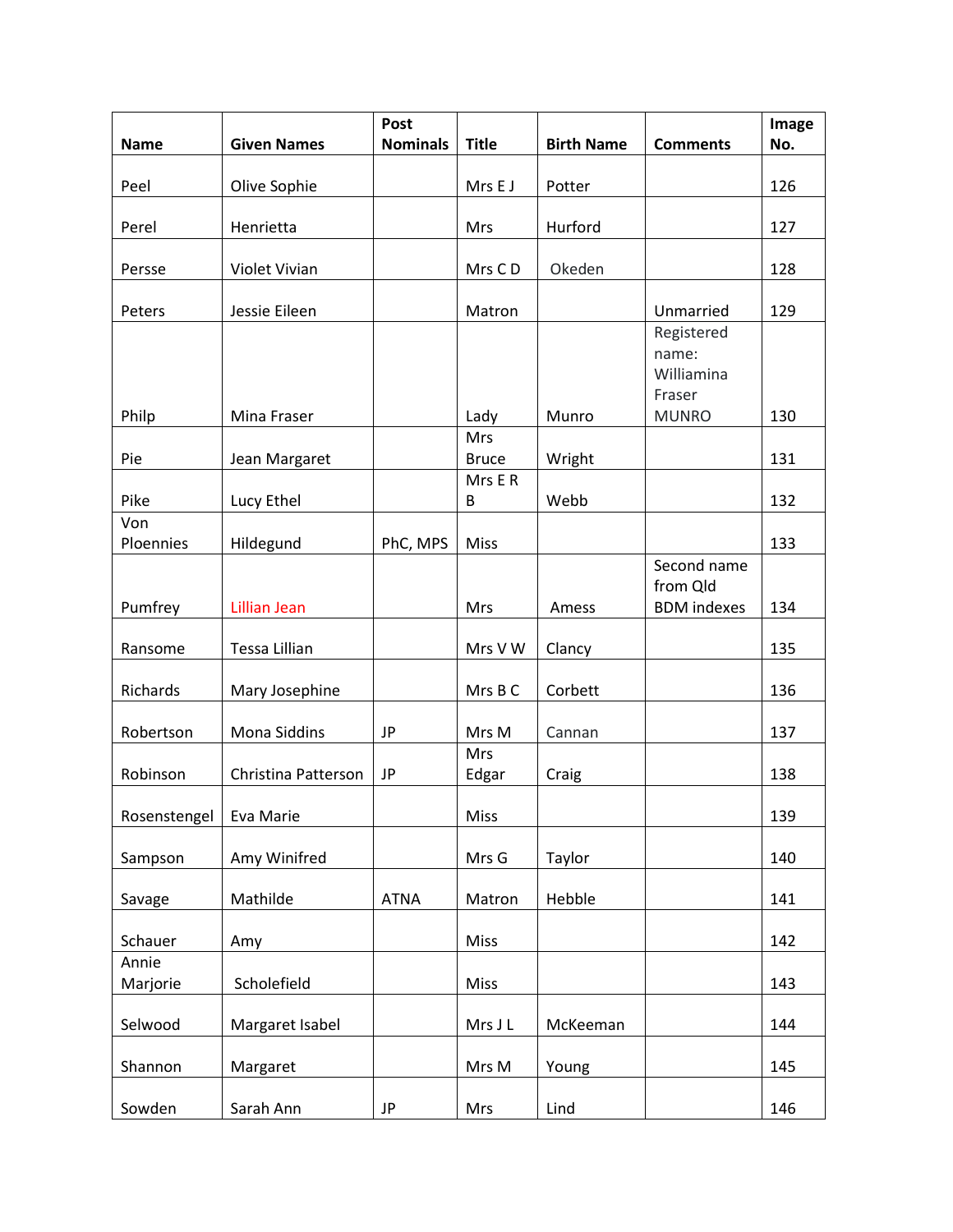| Name | Given Names | Post Nominals | Title | Birth Name | Comments | Image No. |
|---|---|---|---|---|---|---|
| Peel | Olive Sophie | | Mrs E J | Potter | | 126 |
| Perel | Henrietta | | Mrs | Hurford | | 127 |
| Persse | Violet Vivian | | Mrs C D | Okeden | | 128 |
| Peters | Jessie Eileen | | Matron | | Unmarried | 129 |
| Philp | Mina Fraser | | Lady | Munro | Registered name: Williamina Fraser MUNRO | 130 |
| Pie | Jean Margaret | | Mrs Bruce | Wright | | 131 |
| Pike | Lucy Ethel | | Mrs E R B | Webb | | 132 |
| Von Ploennies | Hildegund | PhC, MPS | Miss | | | 133 |
| Pumfrey | Lillian Jean | | Mrs | Amess | Second name from Qld BDM indexes | 134 |
| Ransome | Tessa Lillian | | Mrs V W | Clancy | | 135 |
| Richards | Mary Josephine | | Mrs B C | Corbett | | 136 |
| Robertson | Mona Siddins | JP | Mrs M | Cannan | | 137 |
| Robinson | Christina Patterson | JP | Mrs Edgar | Craig | | 138 |
| Rosenstengel | Eva Marie | | Miss | | | 139 |
| Sampson | Amy Winifred | | Mrs G | Taylor | | 140 |
| Savage | Mathilde | ATNA | Matron | Hebble | | 141 |
| Schauer | Amy | | Miss | | | 142 |
| Annie Marjorie | Scholefield | | Miss | | | 143 |
| Selwood | Margaret Isabel | | Mrs J L | McKeeman | | 144 |
| Shannon | Margaret | | Mrs M | Young | | 145 |
| Sowden | Sarah Ann | JP | Mrs | Lind | | 146 |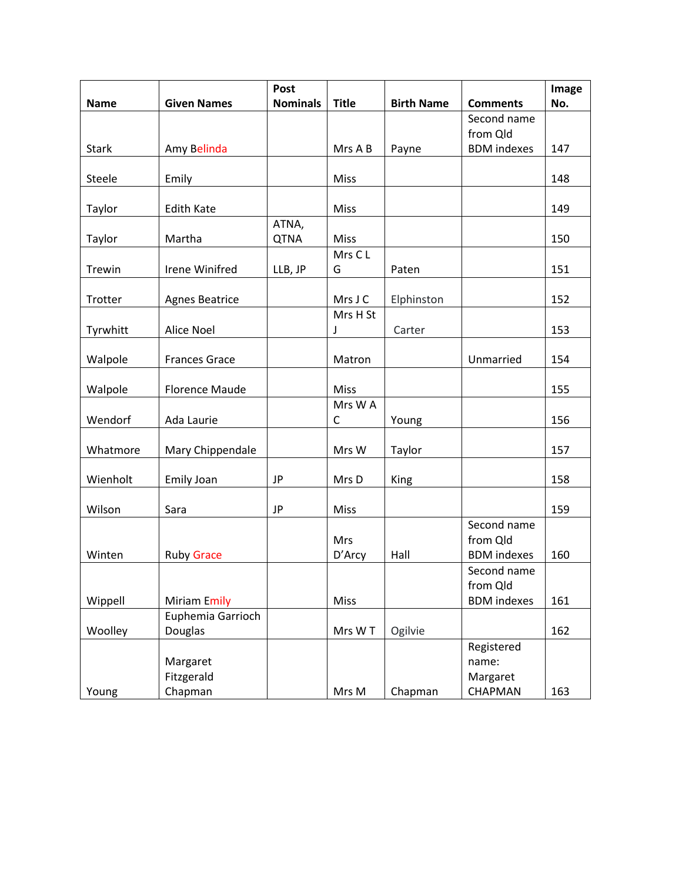| Name | Given Names | Post Nominals | Title | Birth Name | Comments | Image No. |
|---|---|---|---|---|---|---|
| Stark | Amy Belinda | | Mrs A B | Payne | Second name from Qld BDM indexes | 147 |
| Steele | Emily | | Miss | | | 148 |
| Taylor | Edith Kate | | Miss | | | 149 |
| Taylor | Martha | ATNA, QTNA | Miss | | | 150 |
| Trewin | Irene Winifred | LLB, JP | Mrs C L G | Paten | | 151 |
| Trotter | Agnes Beatrice | | Mrs J C | Elphinston | | 152 |
| Tyrwhitt | Alice Noel | | Mrs H St J | Carter | | 153 |
| Walpole | Frances Grace | | Matron | | Unmarried | 154 |
| Walpole | Florence Maude | | Miss | | | 155 |
| Wendorf | Ada Laurie | | Mrs W A C | Young | | 156 |
| Whatmore | Mary Chippendale | | Mrs W | Taylor | | 157 |
| Wienholt | Emily Joan | JP | Mrs D | King | | 158 |
| Wilson | Sara | JP | Miss | | | 159 |
| Winten | Ruby Grace | | Mrs D'Arcy | Hall | Second name from Qld BDM indexes | 160 |
| Wippell | Miriam Emily | | Miss | | Second name from Qld BDM indexes | 161 |
| Woolley | Euphemia Garrioch Douglas | | Mrs W T | Ogilvie | | 162 |
| Young | Margaret Fitzgerald Chapman | | Mrs M | Chapman | Registered name: Margaret CHAPMAN | 163 |